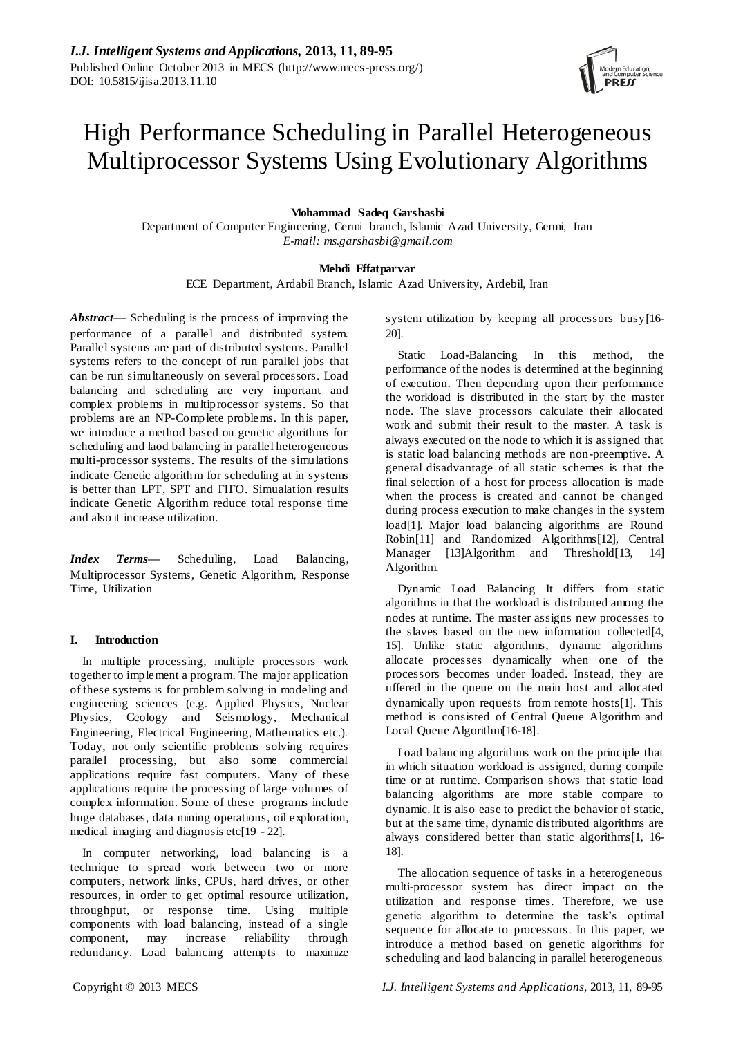# High Performance Scheduling in Parallel Heterogeneous Multiprocessor Systems Using Evolutionary Algorithms

**Mohammad Sadeq Garshasbi**
Department of Computer Engineering, Germi branch, Islamic Azad University, Germi, Iran
*E-mail: ms.garshasbi@gmail.com*

**Mehdi Effatparvar**
ECE Department, Ardabil Branch, Islamic Azad University, Ardebil, Iran

***Abstract*—** Scheduling is the process of improving the performance of a parallel and distributed system. Parallel systems are part of distributed systems. Parallel systems refers to the concept of run parallel jobs that can be run simultaneously on several processors. Load balancing and scheduling are very important and complex problems in multiprocessor systems. So that problems are an NP-Complete problems. In this paper, we introduce a method based on genetic algorithms for scheduling and laod balancing in parallel heterogeneous multi-processor systems. The results of the simulations indicate Genetic algorithm for scheduling at in systems is better than LPT, SPT and FIFO. Simualation results indicate Genetic Algorithm reduce total response time and also it increase utilization.

***Index Terms*—** Scheduling, Load Balancing, Multiprocessor Systems, Genetic Algorithm, Response Time, Utilization

## I. Introduction

In multiple processing, multiple processors work together to implement a program. The major application of these systems is for problem solving in modeling and engineering sciences (e.g. Applied Physics, Nuclear Physics, Geology and Seismology, Mechanical Engineering, Electrical Engineering, Mathematics etc.). Today, not only scientific problems solving requires parallel processing, but also some commercial applications require fast computers. Many of these applications require the processing of large volumes of complex information. Some of these programs include huge databases, data mining operations, oil exploration, medical imaging and diagnosis etc[19 - 22].

In computer networking, load balancing is a technique to spread work between two or more computers, network links, CPUs, hard drives, or other resources, in order to get optimal resource utilization, throughput, or response time. Using multiple components with load balancing, instead of a single component, may increase reliability through redundancy. Load balancing attempts to maximize system utilization by keeping all processors busy[16-20].

Static Load-Balancing In this method, the performance of the nodes is determined at the beginning of execution. Then depending upon their performance the workload is distributed in the start by the master node. The slave processors calculate their allocated work and submit their result to the master. A task is always executed on the node to which it is assigned that is static load balancing methods are non-preemptive. A general disadvantage of all static schemes is that the final selection of a host for process allocation is made when the process is created and cannot be changed during process execution to make changes in the system load[1]. Major load balancing algorithms are Round Robin[11] and Randomized Algorithms[12], Central Manager [13]Algorithm and Threshold[13, 14] Algorithm.

Dynamic Load Balancing It differs from static algorithms in that the workload is distributed among the nodes at runtime. The master assigns new processes to the slaves based on the new information collected[4, 15]. Unlike static algorithms, dynamic algorithms allocate processes dynamically when one of the processors becomes under loaded. Instead, they are uffered in the queue on the main host and allocated dynamically upon requests from remote hosts[1]. This method is consisted of Central Queue Algorithm and Local Queue Algorithm[16-18].

Load balancing algorithms work on the principle that in which situation workload is assigned, during compile time or at runtime. Comparison shows that static load balancing algorithms are more stable compare to dynamic. It is also ease to predict the behavior of static, but at the same time, dynamic distributed algorithms are always considered better than static algorithms[1, 16-18].

The allocation sequence of tasks in a heterogeneous multi-processor system has direct impact on the utilization and response times. Therefore, we use genetic algorithm to determine the task's optimal sequence for allocate to processors. In this paper, we introduce a method based on genetic algorithms for scheduling and laod balancing in parallel heterogeneous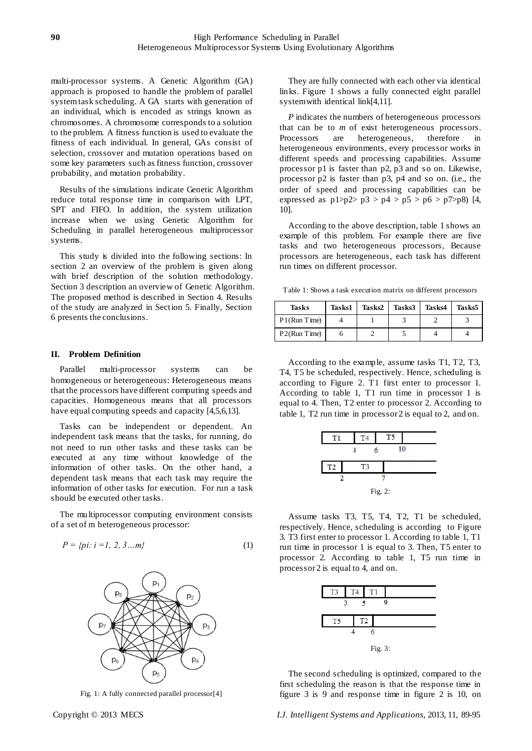multi-processor systems. A Genetic Algorithm (GA) approach is proposed to handle the problem of parallel system task scheduling. A GA starts with generation of an individual, which is encoded as strings known as chromosomes. A chromosome corresponds to a solution to the problem. A fitness function is used to evaluate the fitness of each individual. In general, GAs consist of selection, crossover and mutation operations based on some key parameters such as fitness function, crossover probability, and mutation probability.

Results of the simulations indicate Genetic Algorithm reduce total response time in comparison with LPT, SPT and FIFO. In addition, the system utilization increase when we using Genetic Algorithm for Scheduling in parallel heterogeneous multiprocessor systems.

This study is divided into the following sections: In section 2 an overview of the problem is given along with brief description of the solution methodology. Section 3 description an overview of Genetic Algorithm. The proposed method is described in Section 4. Results of the study are analyzed in Section 5. Finally, Section 6 presents the conclusions.

## II. Problem Definition

Parallel multi-processor systems can be homogeneous or heterogeneous: Heterogeneous means that the processors have different computing speeds and capacities. Homogeneous means that all processors have equal computing speeds and capacity [4,5,6,13].

Tasks can be independent or dependent. An independent task means that the tasks, for running, do not need to run other tasks and these tasks can be executed at any time without knowledge of the information of other tasks. On the other hand, a dependent task means that each task may require the information of other tasks for execution. For run a task should be executed other tasks.

The multiprocessor computing environment consists of a set of m heterogeneous processor:

$$P = \{pi: i = 1, 2, 3 \ldots m\} \tag{1}$$

Fig. 1: A fully connected parallel processor[4]

They are fully connected with each other via identical links. Figure 1 shows a fully connected eight parallel system with identical link[4,11].

*P* indicates the numbers of heterogeneous processors that can be to *m* of exist heterogeneous processors. Processors are heterogeneous, therefore in heterogeneous environments, every processor works in different speeds and processing capabilities. Assume processor p1 is faster than p2, p3 and so on. Likewise, processor p2 is faster than p3, p4 and so on. (i.e., the order of speed and processing capabilities can be expressed as p1>p2> p3 > p4 > p5 > p6 > p7>p8) [4, 10].

According to the above description, table 1 shows an example of this problem. For example there are five tasks and two heterogeneous processors, Because processors are heterogeneous, each task has different run times on different processor.

Table 1: Shows a task execution matrix on different processors

| Tasks | Tasks1 | Tasks2 | Tasks3 | Tasks4 | Tasks5 |
|---|---|---|---|---|---|
| P1(Run Time) | 4 | 1 | 3 | 2 | 3 |
| P2(Run Time) | 6 | 2 | 5 | 4 | 4 |

According to the example, assume tasks T1, T2, T3, T4, T5 be scheduled, respectively. Hence, scheduling is according to Figure 2. T1 first enter to processor 1. According to table 1, T1 run time in processor 1 is equal to 4. Then, T2 enter to processor 2. According to table 1, T2 run time in processor 2 is equal to 2, and on.

| T1 | T4 | T5 |
|---|---|---|
| 4 | 6 | 10 |

| T2 | T3 |
|---|---|
| 2 | 7 |

Fig. 2:

Assume tasks T3, T5, T4, T2, T1 be scheduled, respectively. Hence, scheduling is according to Figure 3. T3 first enter to processor 1. According to table 1, T1 run time in processor 1 is equal to 3. Then, T5 enter to processor 2. According to table 1, T5 run time in processor 2 is equal to 4, and on.

| T3 | T4 | T1 |
|---|---|---|
| 3 | 5 | 9 |

| T5 | T2 |
|---|---|
| 4 | 6 |

Fig. 3:

The second scheduling is optimized, compared to the first scheduling the reason is that the response time in figure 3 is 9 and response time in figure 2 is 10, on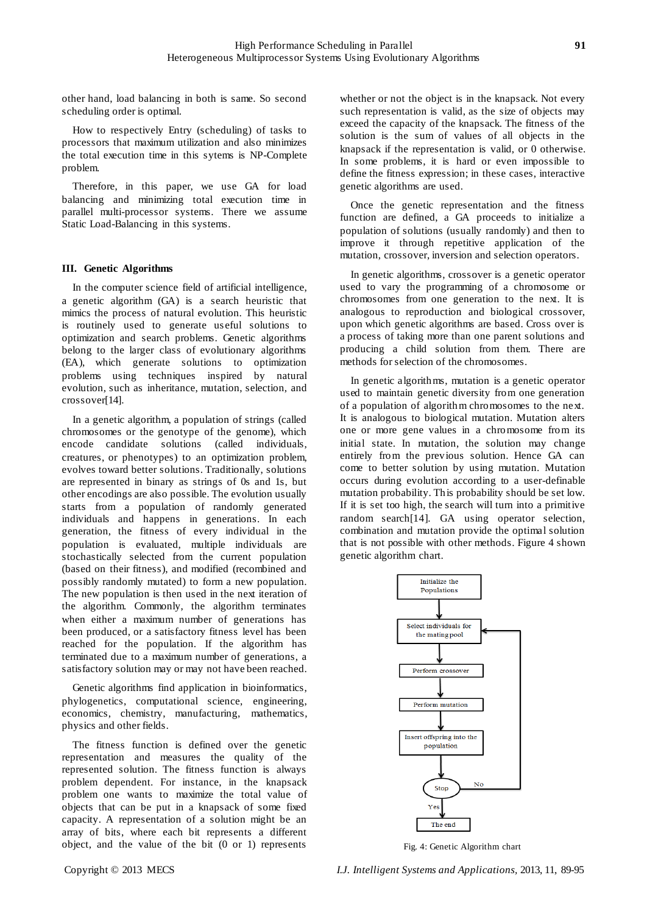other hand, load balancing in both is same. So second scheduling order is optimal.

How to respectively Entry (scheduling) of tasks to processors that maximum utilization and also minimizes the total execution time in this sytems is NP-Complete problem.

Therefore, in this paper, we use GA for load balancing and minimizing total execution time in parallel multi-processor systems. There we assume Static Load-Balancing in this systems.

## III. Genetic Algorithms

In the computer science field of artificial intelligence, a genetic algorithm (GA) is a search heuristic that mimics the process of natural evolution. This heuristic is routinely used to generate useful solutions to optimization and search problems. Genetic algorithms belong to the larger class of evolutionary algorithms (EA), which generate solutions to optimization problems using techniques inspired by natural evolution, such as inheritance, mutation, selection, and crossover[14].

In a genetic algorithm, a population of strings (called chromosomes or the genotype of the genome), which encode candidate solutions (called individuals, creatures, or phenotypes) to an optimization problem, evolves toward better solutions. Traditionally, solutions are represented in binary as strings of 0s and 1s, but other encodings are also possible. The evolution usually starts from a population of randomly generated individuals and happens in generations. In each generation, the fitness of every individual in the population is evaluated, multiple individuals are stochastically selected from the current population (based on their fitness), and modified (recombined and possibly randomly mutated) to form a new population. The new population is then used in the next iteration of the algorithm. Commonly, the algorithm terminates when either a maximum number of generations has been produced, or a satisfactory fitness level has been reached for the population. If the algorithm has terminated due to a maximum number of generations, a satisfactory solution may or may not have been reached.

Genetic algorithms find application in bioinformatics, phylogenetics, computational science, engineering, economics, chemistry, manufacturing, mathematics, physics and other fields.

The fitness function is defined over the genetic representation and measures the quality of the represented solution. The fitness function is always problem dependent. For instance, in the knapsack problem one wants to maximize the total value of objects that can be put in a knapsack of some fixed capacity. A representation of a solution might be an array of bits, where each bit represents a different object, and the value of the bit (0 or 1) represents whether or not the object is in the knapsack. Not every such representation is valid, as the size of objects may exceed the capacity of the knapsack. The fitness of the solution is the sum of values of all objects in the knapsack if the representation is valid, or 0 otherwise. In some problems, it is hard or even impossible to define the fitness expression; in these cases, interactive genetic algorithms are used.

Once the genetic representation and the fitness function are defined, a GA proceeds to initialize a population of solutions (usually randomly) and then to improve it through repetitive application of the mutation, crossover, inversion and selection operators.

In genetic algorithms, crossover is a genetic operator used to vary the programming of a chromosome or chromosomes from one generation to the next. It is analogous to reproduction and biological crossover, upon which genetic algorithms are based. Cross over is a process of taking more than one parent solutions and producing a child solution from them. There are methods for selection of the chromosomes.

In genetic algorithms, mutation is a genetic operator used to maintain genetic diversity from one generation of a population of algorithm chromosomes to the next. It is analogous to biological mutation. Mutation alters one or more gene values in a chromosome from its initial state. In mutation, the solution may change entirely from the previous solution. Hence GA can come to better solution by using mutation. Mutation occurs during evolution according to a user-definable mutation probability. This probability should be set low. If it is set too high, the search will turn into a primitive random search[14]. GA using operator selection, combination and mutation provide the optimal solution that is not possible with other methods. Figure 4 shown genetic algorithm chart.

Initialize the Populations

Select individuals for the mating pool

Perform crossover

Perform mutation

Insert offspring into the population

Stop

No

Yes

The end

Fig. 4: Genetic Algorithm chart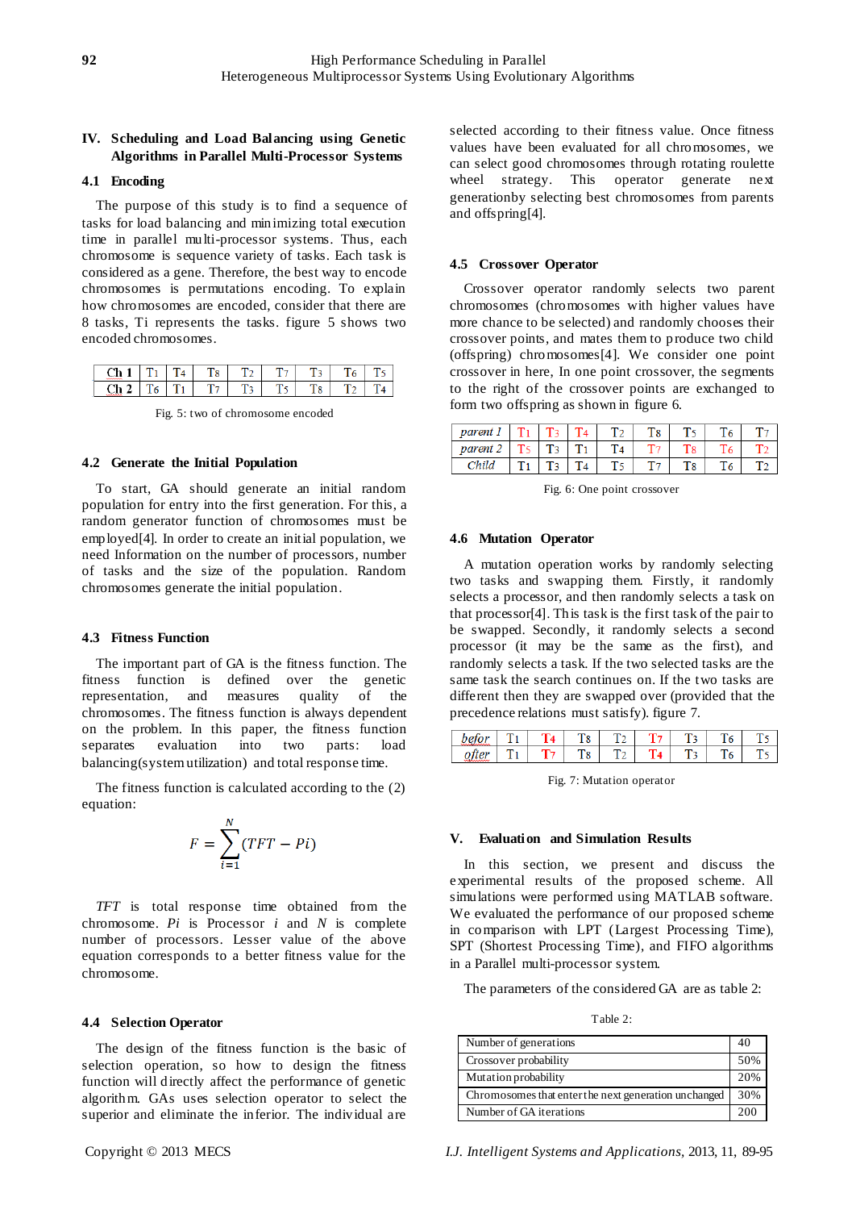## IV. Scheduling and Load Balancing using Genetic Algorithms in Parallel Multi-Processor Systems

### 4.1 Encoding

The purpose of this study is to find a sequence of tasks for load balancing and minimizing total execution time in parallel multi-processor systems. Thus, each chromosome is sequence variety of tasks. Each task is considered as a gene. Therefore, the best way to encode chromosomes is permutations encoding. To explain how chromosomes are encoded, consider that there are 8 tasks, Ti represents the tasks. figure 5 shows two encoded chromosomes.

| Ch 1 | $T_1$ | $T_4$ | $T_8$ | $T_2$ | $T_7$ | $T_3$ | $T_6$ | $T_5$ |
|---|---|---|---|---|---|---|---|---|
| Ch 2 | $T_6$ | $T_1$ | $T_7$ | $T_3$ | $T_5$ | $T_8$ | $T_2$ | $T_4$ |

Fig. 5: two of chromosome encoded

### 4.2 Generate the Initial Population

To start, GA should generate an initial random population for entry into the first generation. For this, a random generator function of chromosomes must be employed[4]. In order to create an initial population, we need Information on the number of processors, number of tasks and the size of the population. Random chromosomes generate the initial population.

### 4.3 Fitness Function

The important part of GA is the fitness function. The fitness function is defined over the genetic representation, and measures quality of the chromosomes. The fitness function is always dependent on the problem. In this paper, the fitness function separates evaluation into two parts: load balancing(system utilization) and total response time.

The fitness function is calculated according to the (2) equation:

$$F = \sum_{i=1}^{N} (TFT - Pi)$$

*TFT* is total response time obtained from the chromosome. *Pi* is Processor *i* and *N* is complete number of processors. Lesser value of the above equation corresponds to a better fitness value for the chromosome.

### 4.4 Selection Operator

The design of the fitness function is the basic of selection operation, so how to design the fitness function will directly affect the performance of genetic algorithm. GAs uses selection operator to select the superior and eliminate the inferior. The individual are selected according to their fitness value. Once fitness values have been evaluated for all chromosomes, we can select good chromosomes through rotating roulette wheel strategy. This operator generate next generationby selecting best chromosomes from parents and offspring[4].

### 4.5 Crossover Operator

Crossover operator randomly selects two parent chromosomes (chromosomes with higher values have more chance to be selected) and randomly chooses their crossover points, and mates them to produce two child (offspring) chromosomes[4]. We consider one point crossover in here, In one point crossover, the segments to the right of the crossover points are exchanged to form two offspring as shown in figure 6.

| *parent 1* | $T_1$ | $T_3$ | $T_4$ | $T_2$ | $T_8$ | $T_5$ | $T_6$ | $T_7$ |
|---|---|---|---|---|---|---|---|---|
| *parent 2* | $T_5$ | $T_3$ | $T_1$ | $T_4$ | $T_7$ | $T_8$ | $T_6$ | $T_2$ |
| *Child* | $T_1$ | $T_3$ | $T_4$ | $T_5$ | $T_7$ | $T_8$ | $T_6$ | $T_2$ |

Fig. 6: One point crossover

### 4.6 Mutation Operator

A mutation operation works by randomly selecting two tasks and swapping them. Firstly, it randomly selects a processor, and then randomly selects a task on that processor[4]. This task is the first task of the pair to be swapped. Secondly, it randomly selects a second processor (it may be the same as the first), and randomly selects a task. If the two selected tasks are the same task the search continues on. If the two tasks are different then they are swapped over (provided that the precedence relations must satisfy). figure 7.

| *befor* | $T_1$ | $T_4$ | $T_8$ | $T_2$ | $T_7$ | $T_3$ | $T_6$ | $T_5$ |
|---|---|---|---|---|---|---|---|---|
| *ofter* | $T_1$ | $T_7$ | $T_8$ | $T_2$ | $T_4$ | $T_3$ | $T_6$ | $T_5$ |

Fig. 7: Mutation operator

## V. Evaluation and Simulation Results

In this section, we present and discuss the experimental results of the proposed scheme. All simulations were performed using MATLAB software. We evaluated the performance of our proposed scheme in comparison with LPT (Largest Processing Time), SPT (Shortest Processing Time), and FIFO algorithms in a Parallel multi-processor system.

The parameters of the considered GA are as table 2:

Table 2:

| Number of generations | 40 |
|---|---|
| Crossover probability | 50% |
| Mutation probability | 20% |
| Chromosomes that enter the next generation unchanged | 30% |
| Number of GA iterations | 200 |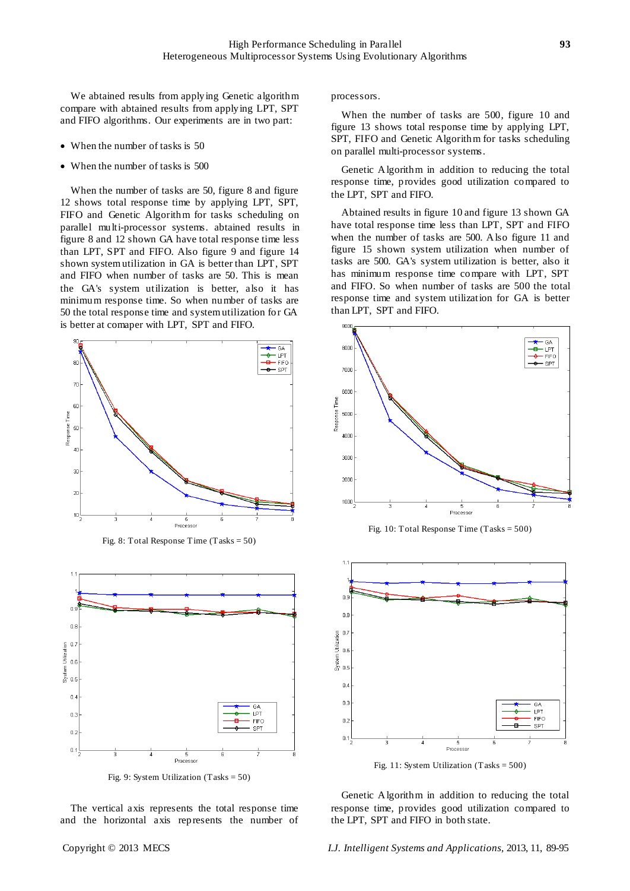We abtained results from applying Genetic algorithm compare with abtained results from applying LPT, SPT and FIFO algorithms. Our experiments are in two part:

- When the number of tasks is 50
- When the number of tasks is 500

When the number of tasks are 50, figure 8 and figure 12 shows total response time by applying LPT, SPT, FIFO and Genetic Algorithm for tasks scheduling on parallel multi-processor systems. abtained results in figure 8 and 12 shown GA have total response time less than LPT, SPT and FIFO. Also figure 9 and figure 14 shown system utilization in GA is better than LPT, SPT and FIFO when number of tasks are 50. This is mean the GA's system utilization is better, also it has minimum response time. So when number of tasks are 50 the total response time and system utilization for GA is better at comaper with LPT, SPT and FIFO.

Fig. 8: Total Response Time (Tasks = 50)

Fig. 9: System Utilization (Tasks = 50)

The vertical axis represents the total response time and the horizontal axis represents the number of processors.

When the number of tasks are 500, figure 10 and figure 13 shows total response time by applying LPT, SPT, FIFO and Genetic Algorithm for tasks scheduling on parallel multi-processor systems.

Genetic Algorithm in addition to reducing the total response time, provides good utilization compared to the LPT, SPT and FIFO.

Abtained results in figure 10 and figure 13 shown GA have total response time less than LPT, SPT and FIFO when the number of tasks are 500. Also figure 11 and figure 15 shown system utilization when number of tasks are 500. GA's system utilization is better, also it has minimum response time compare with LPT, SPT and FIFO. So when number of tasks are 500 the total response time and system utilization for GA is better than LPT, SPT and FIFO.

Fig. 10: Total Response Time (Tasks = 500)

Fig. 11: System Utilization (Tasks = 500)

Genetic Algorithm in addition to reducing the total response time, provides good utilization compared to the LPT, SPT and FIFO in both state.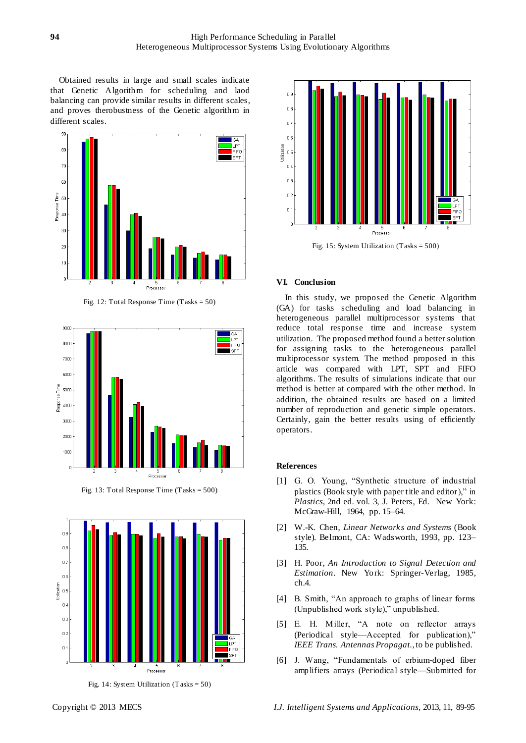Obtained results in large and small scales indicate that Genetic Algorithm for scheduling and laod balancing can provide similar results in different scales, and proves therobustness of the Genetic algorithm in different scales.

Fig. 12: Total Response Time (Tasks = 50)

Fig. 13: Total Response Time (Tasks = 500)

Fig. 14: System Utilization (Tasks = 50)

Fig. 15: System Utilization (Tasks = 500)

## VI. Conclusion

In this study, we proposed the Genetic Algorithm (GA) for tasks scheduling and load balancing in heterogeneous parallel multiprocessor systems that reduce total response time and increase system utilization. The proposed method found a better solution for assigning tasks to the heterogeneous parallel multiprocessor system. The method proposed in this article was compared with LPT, SPT and FIFO algorithms. The results of simulations indicate that our method is better at compared with the other method. In addition, the obtained results are based on a limited number of reproduction and genetic simple operators. Certainly, gain the better results using of efficiently operators.

## References

[1] G. O. Young, "Synthetic structure of industrial plastics (Book style with paper title and editor)," in *Plastics*, 2nd ed. vol. 3, J. Peters, Ed. New York: McGraw-Hill, 1964, pp. 15–64.

[2] W.-K. Chen, *Linear Networks and Systems* (Book style). Belmont, CA: Wadsworth, 1993, pp. 123–135.

[3] H. Poor, *An Introduction to Signal Detection and Estimation*. New York: Springer-Verlag, 1985, ch.4.

[4] B. Smith, "An approach to graphs of linear forms (Unpublished work style)," unpublished.

[5] E. H. Miller, "A note on reflector arrays (Periodical style—Accepted for publication)," *IEEE Trans. Antennas Propagat.*, to be published.

[6] J. Wang, "Fundamentals of erbium-doped fiber amplifiers arrays (Periodical style—Submitted for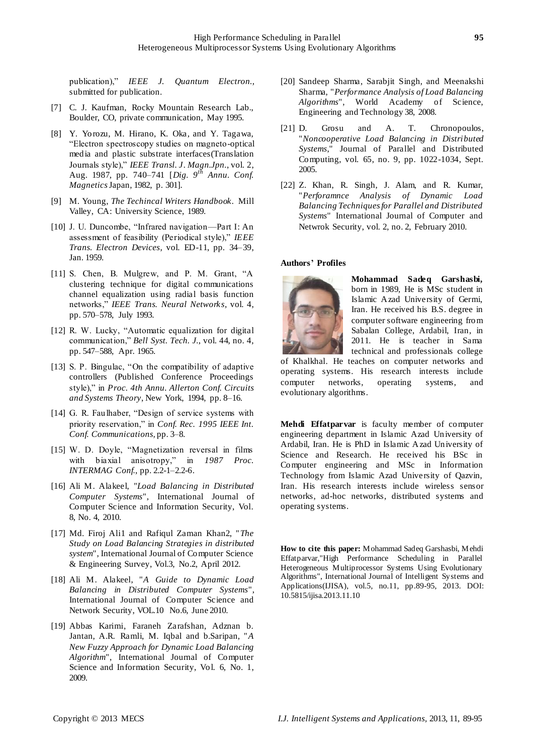publication)," *IEEE J. Quantum Electron.*, submitted for publication.

[7] C. J. Kaufman, Rocky Mountain Research Lab., Boulder, CO, private communication, May 1995.

[8] Y. Yorozu, M. Hirano, K. Oka, and Y. Tagawa, "Electron spectroscopy studies on magneto-optical media and plastic substrate interfaces(Translation Journals style)," *IEEE Transl. J. Magn.Jpn.*, vol. 2, Aug. 1987, pp. 740–741 [*Dig. 9th Annu. Conf. Magnetics* Japan, 1982, p. 301].

[9] M. Young, *The Techincal Writers Handbook*. Mill Valley, CA: University Science, 1989.

[10] J. U. Duncombe, "Infrared navigation—Part I: An assessment of feasibility (Periodical style)," *IEEE Trans. Electron Devices*, vol. ED-11, pp. 34–39, Jan. 1959.

[11] S. Chen, B. Mulgrew, and P. M. Grant, "A clustering technique for digital communications channel equalization using radial basis function networks," *IEEE Trans. Neural Networks*, vol. 4, pp. 570–578, July 1993.

[12] R. W. Lucky, "Automatic equalization for digital communication," *Bell Syst. Tech. J.*, vol. 44, no. 4, pp. 547–588, Apr. 1965.

[13] S. P. Bingulac, "On the compatibility of adaptive controllers (Published Conference Proceedings style)," in *Proc. 4th Annu. Allerton Conf. Circuits and Systems Theory*, New York, 1994, pp. 8–16.

[14] G. R. Faulhaber, "Design of service systems with priority reservation," in *Conf. Rec. 1995 IEEE Int. Conf. Communications*, pp. 3–8.

[15] W. D. Doyle, "Magnetization reversal in films with biaxial anisotropy," in *1987 Proc. INTERMAG Conf.*, pp. 2.2-1–2.2-6.

[16] Ali M. Alakeel, "*Load Balancing in Distributed Computer Systems*", International Journal of Computer Science and Information Security, Vol. 8, No. 4, 2010.

[17] Md. Firoj Ali1 and Rafiqul Zaman Khan2, "*The Study on Load Balancing Strategies in distributed system*", International Journal of Computer Science & Engineering Survey, Vol.3, No.2, April 2012.

[18] Ali M. Alakeel, "*A Guide to Dynamic Load Balancing in Distributed Computer Systems*", International Journal of Computer Science and Network Security, VOL.10 No.6, June 2010.

[19] Abbas Karimi, Faraneh Zarafshan, Adznan b. Jantan, A.R. Ramli, M. Iqbal and b.Saripan, "*A New Fuzzy Approach for Dynamic Load Balancing Algorithm*", International Journal of Computer Science and Information Security, Vol. 6, No. 1, 2009.

[20] Sandeep Sharma, Sarabjit Singh, and Meenakshi Sharma, "*Performance Analysis of Load Balancing Algorithms*", World Academy of Science, Engineering and Technology 38, 2008.

[21] D. Grosu and A. T. Chronopoulos, "*Noncooperative Load Balancing in Distributed Systems*," Journal of Parallel and Distributed Computing, vol. 65, no. 9, pp. 1022-1034, Sept. 2005.

[22] Z. Khan, R. Singh, J. Alam, and R. Kumar, "*Perforamnce Analysis of Dynamic Load Balancing Techniques for Parallel and Distributed Systems*" International Journal of Computer and Netwrok Security, vol. 2, no. 2, February 2010.

**Authors' Profiles**

**Mohammad Sadeq Garshasbi,** born in 1989, He is MSc student in Islamic Azad University of Germi, Iran. He received his B.S. degree in computer software engineering from Sabalan College, Ardabil, Iran, in 2011. He is teacher in Sama technical and professionals college of Khalkhal. He teaches on computer networks and operating systems. His research interests include computer networks, operating systems, and evolutionary algorithms.

**Mehdi Effatparvar** is faculty member of computer engineering department in Islamic Azad University of Ardabil, Iran. He is PhD in Islamic Azad University of Science and Research. He received his BSc in Computer engineering and MSc in Information Technology from Islamic Azad University of Qazvin, Iran. His research interests include wireless sensor networks, ad-hoc networks, distributed systems and operating systems.

**How to cite this paper:** Mohammad Sadeq Garshasbi, Mehdi Effatparvar,"High Performance Scheduling in Parallel Heterogeneous Multiprocessor Systems Using Evolutionary Algorithms", International Journal of Intelligent Systems and Applications(IJISA), vol.5, no.11, pp.89-95, 2013. DOI: 10.5815/ijisa.2013.11.10